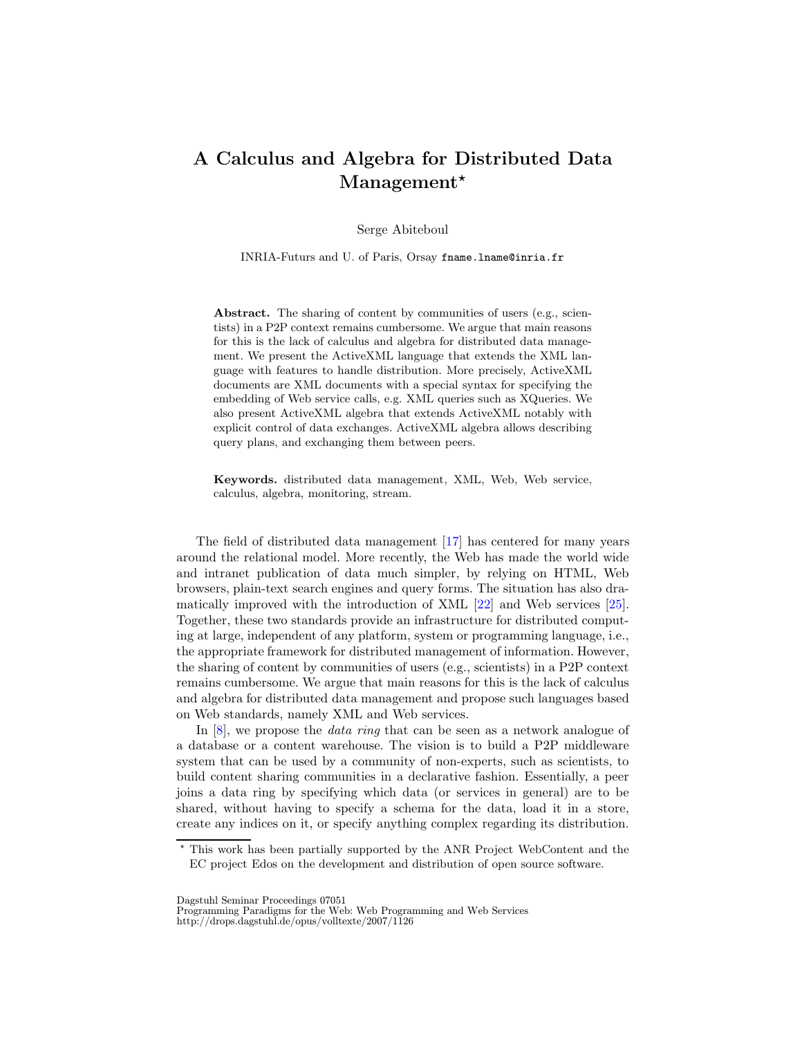# A Calculus and Algebra for Distributed Data Management*

Serge Abiteboul

INRIA-Futurs and U. of Paris, Orsay `fname.lname@inria.fr`

**Abstract.** The sharing of content by communities of users (e.g., scientists) in a P2P context remains cumbersome. We argue that main reasons for this is the lack of calculus and algebra for distributed data management. We present the ActiveXML language that extends the XML language with features to handle distribution. More precisely, ActiveXML documents are XML documents with a special syntax for specifying the embedding of Web service calls, e.g. XML queries such as XQueries. We also present ActiveXML algebra that extends ActiveXML notably with explicit control of data exchanges. ActiveXML algebra allows describing query plans, and exchanging them between peers.

**Keywords.** distributed data management, XML, Web, Web service, calculus, algebra, monitoring, stream.

The field of distributed data management [17] has centered for many years around the relational model. More recently, the Web has made the world wide and intranet publication of data much simpler, by relying on HTML, Web browsers, plain-text search engines and query forms. The situation has also dramatically improved with the introduction of XML [22] and Web services [25]. Together, these two standards provide an infrastructure for distributed computing at large, independent of any platform, system or programming language, i.e., the appropriate framework for distributed management of information. However, the sharing of content by communities of users (e.g., scientists) in a P2P context remains cumbersome. We argue that main reasons for this is the lack of calculus and algebra for distributed data management and propose such languages based on Web standards, namely XML and Web services.

In [8], we propose the *data ring* that can be seen as a network analogue of a database or a content warehouse. The vision is to build a P2P middleware system that can be used by a community of non-experts, such as scientists, to build content sharing communities in a declarative fashion. Essentially, a peer joins a data ring by specifying which data (or services in general) are to be shared, without having to specify a schema for the data, load it in a store, create any indices on it, or specify anything complex regarding its distribution.

---

* This work has been partially supported by the ANR Project WebContent and the EC project Edos on the development and distribution of open source software.

Dagstuhl Seminar Proceedings 07051
Programming Paradigms for the Web: Web Programming and Web Services
http://drops.dagstuhl.de/opus/volltexte/2007/1126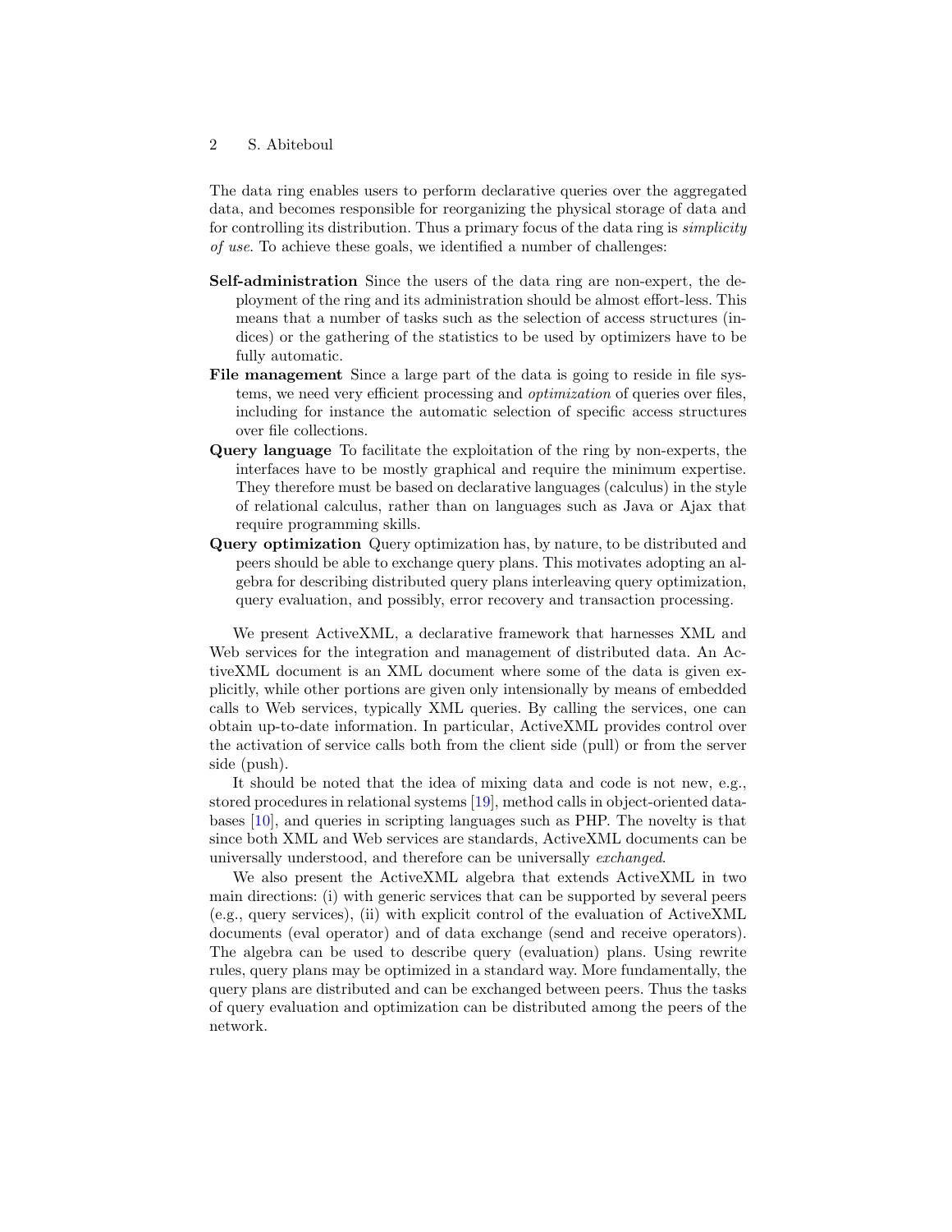The data ring enables users to perform declarative queries over the aggregated data, and becomes responsible for reorganizing the physical storage of data and for controlling its distribution. Thus a primary focus of the data ring is *simplicity of use*. To achieve these goals, we identified a number of challenges:

- **Self-administration** Since the users of the data ring are non-expert, the deployment of the ring and its administration should be almost effort-less. This means that a number of tasks such as the selection of access structures (indices) or the gathering of the statistics to be used by optimizers have to be fully automatic.
- **File management** Since a large part of the data is going to reside in file systems, we need very efficient processing and *optimization* of queries over files, including for instance the automatic selection of specific access structures over file collections.
- **Query language** To facilitate the exploitation of the ring by non-experts, the interfaces have to be mostly graphical and require the minimum expertise. They therefore must be based on declarative languages (calculus) in the style of relational calculus, rather than on languages such as Java or Ajax that require programming skills.
- **Query optimization** Query optimization has, by nature, to be distributed and peers should be able to exchange query plans. This motivates adopting an algebra for describing distributed query plans interleaving query optimization, query evaluation, and possibly, error recovery and transaction processing.

We present ActiveXML, a declarative framework that harnesses XML and Web services for the integration and management of distributed data. An ActiveXML document is an XML document where some of the data is given explicitly, while other portions are given only intensionally by means of embedded calls to Web services, typically XML queries. By calling the services, one can obtain up-to-date information. In particular, ActiveXML provides control over the activation of service calls both from the client side (pull) or from the server side (push).

It should be noted that the idea of mixing data and code is not new, e.g., stored procedures in relational systems [19], method calls in object-oriented databases [10], and queries in scripting languages such as PHP. The novelty is that since both XML and Web services are standards, ActiveXML documents can be universally understood, and therefore can be universally *exchanged*.

We also present the ActiveXML algebra that extends ActiveXML in two main directions: (i) with generic services that can be supported by several peers (e.g., query services), (ii) with explicit control of the evaluation of ActiveXML documents (eval operator) and of data exchange (send and receive operators). The algebra can be used to describe query (evaluation) plans. Using rewrite rules, query plans may be optimized in a standard way. More fundamentally, the query plans are distributed and can be exchanged between peers. Thus the tasks of query evaluation and optimization can be distributed among the peers of the network.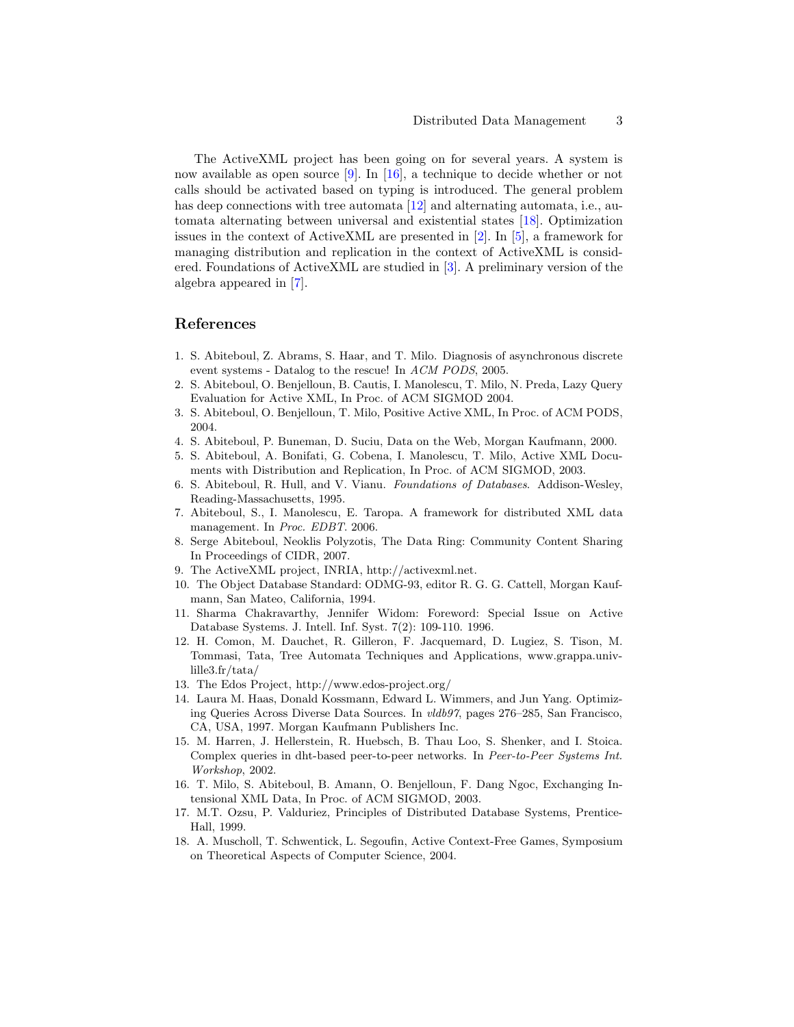The ActiveXML project has been going on for several years. A system is now available as open source [9]. In [16], a technique to decide whether or not calls should be activated based on typing is introduced. The general problem has deep connections with tree automata [12] and alternating automata, i.e., automata alternating between universal and existential states [18]. Optimization issues in the context of ActiveXML are presented in [2]. In [5], a framework for managing distribution and replication in the context of ActiveXML is considered. Foundations of ActiveXML are studied in [3]. A preliminary version of the algebra appeared in [7].

## References

1. S. Abiteboul, Z. Abrams, S. Haar, and T. Milo. Diagnosis of asynchronous discrete event systems - Datalog to the rescue! In *ACM PODS*, 2005.
2. S. Abiteboul, O. Benjelloun, B. Cautis, I. Manolescu, T. Milo, N. Preda, Lazy Query Evaluation for Active XML, In Proc. of ACM SIGMOD 2004.
3. S. Abiteboul, O. Benjelloun, T. Milo, Positive Active XML, In Proc. of ACM PODS, 2004.
4. S. Abiteboul, P. Buneman, D. Suciu, Data on the Web, Morgan Kaufmann, 2000.
5. S. Abiteboul, A. Bonifati, G. Cobena, I. Manolescu, T. Milo, Active XML Documents with Distribution and Replication, In Proc. of ACM SIGMOD, 2003.
6. S. Abiteboul, R. Hull, and V. Vianu. *Foundations of Databases*. Addison-Wesley, Reading-Massachusetts, 1995.
7. Abiteboul, S., I. Manolescu, E. Taropa. A framework for distributed XML data management. In *Proc. EDBT*. 2006.
8. Serge Abiteboul, Neoklis Polyzotis, The Data Ring: Community Content Sharing In Proceedings of CIDR, 2007.
9. The ActiveXML project, INRIA, http://activexml.net.
10. The Object Database Standard: ODMG-93, editor R. G. G. Cattell, Morgan Kaufmann, San Mateo, California, 1994.
11. Sharma Chakravarthy, Jennifer Widom: Foreword: Special Issue on Active Database Systems. J. Intell. Inf. Syst. 7(2): 109-110. 1996.
12. H. Comon, M. Dauchet, R. Gilleron, F. Jacquemard, D. Lugiez, S. Tison, M. Tommasi, Tata, Tree Automata Techniques and Applications, www.grappa.univ-lille3.fr/tata/
13. The Edos Project, http://www.edos-project.org/
14. Laura M. Haas, Donald Kossmann, Edward L. Wimmers, and Jun Yang. Optimizing Queries Across Diverse Data Sources. In *vldb97*, pages 276–285, San Francisco, CA, USA, 1997. Morgan Kaufmann Publishers Inc.
15. M. Harren, J. Hellerstein, R. Huebsch, B. Thau Loo, S. Shenker, and I. Stoica. Complex queries in dht-based peer-to-peer networks. In *Peer-to-Peer Systems Int. Workshop*, 2002.
16. T. Milo, S. Abiteboul, B. Amann, O. Benjelloun, F. Dang Ngoc, Exchanging Intensional XML Data, In Proc. of ACM SIGMOD, 2003.
17. M.T. Ozsu, P. Valduriez, Principles of Distributed Database Systems, Prentice-Hall, 1999.
18. A. Muscholl, T. Schwentick, L. Segoufin, Active Context-Free Games, Symposium on Theoretical Aspects of Computer Science, 2004.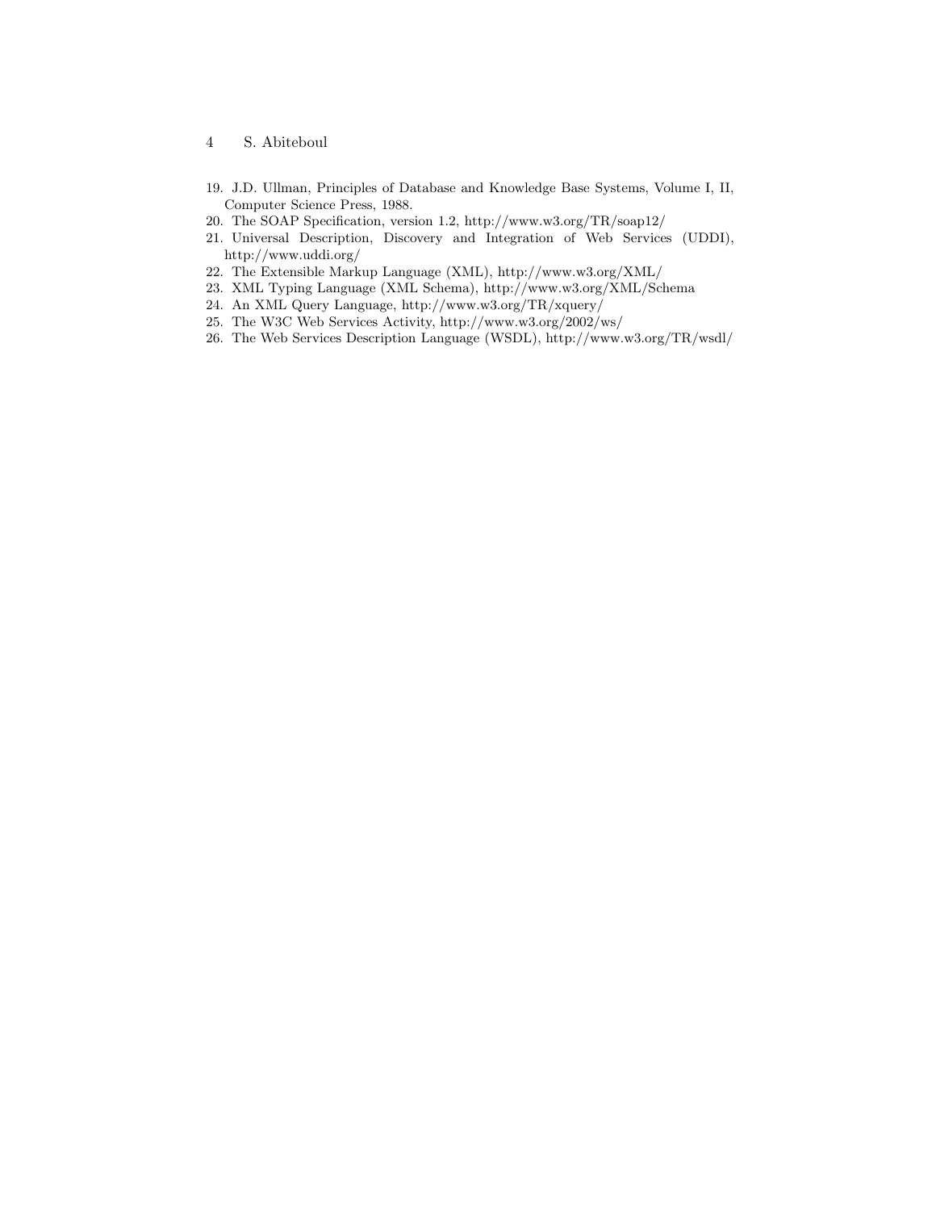19. J.D. Ullman, Principles of Database and Knowledge Base Systems, Volume I, II, Computer Science Press, 1988.
20. The SOAP Specification, version 1.2, http://www.w3.org/TR/soap12/
21. Universal Description, Discovery and Integration of Web Services (UDDI), http://www.uddi.org/
22. The Extensible Markup Language (XML), http://www.w3.org/XML/
23. XML Typing Language (XML Schema), http://www.w3.org/XML/Schema
24. An XML Query Language, http://www.w3.org/TR/xquery/
25. The W3C Web Services Activity, http://www.w3.org/2002/ws/
26. The Web Services Description Language (WSDL), http://www.w3.org/TR/wsdl/